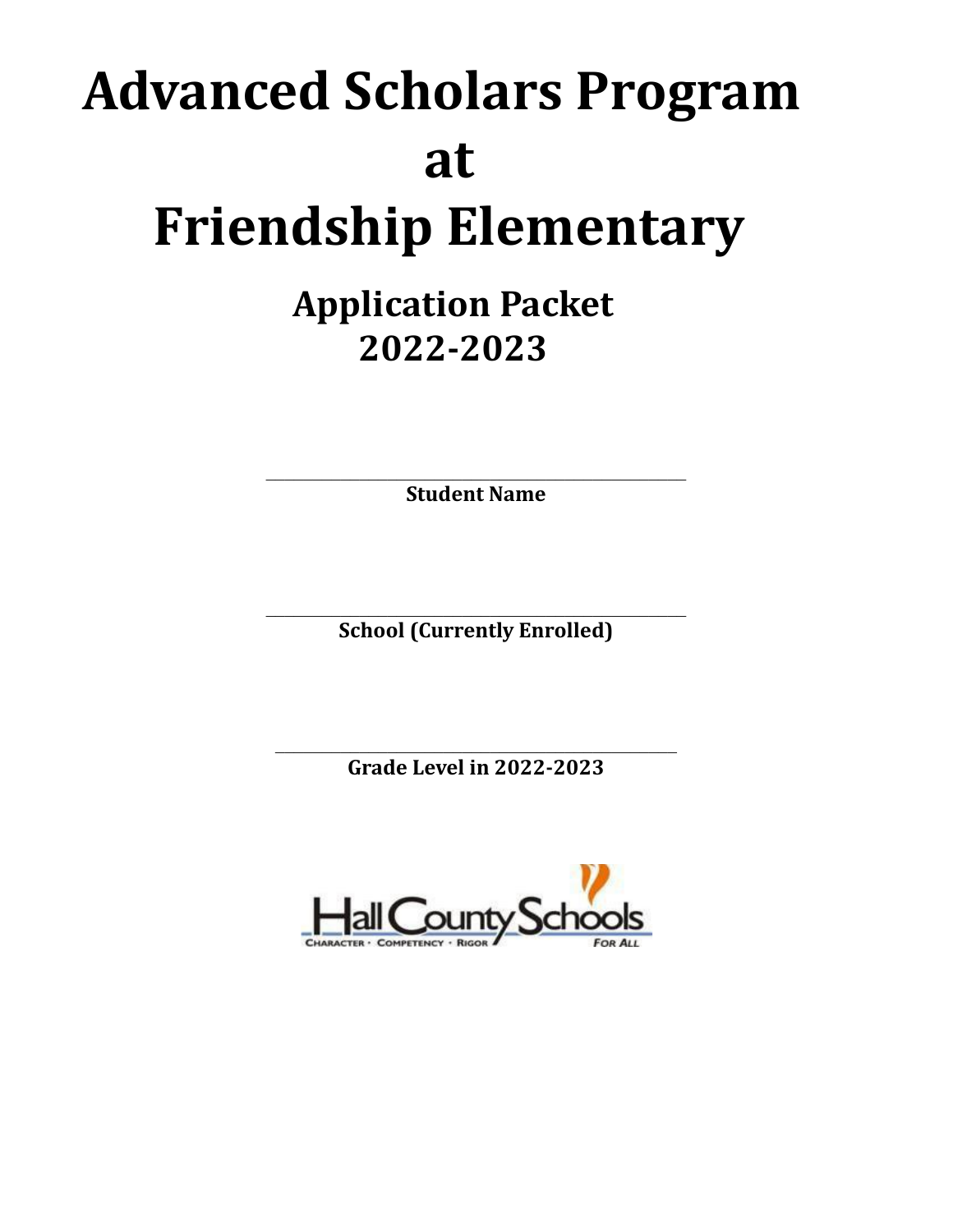# Advanced Scholars Program at Friendship Elementary

## Application Packet 2022-2023

\_\_\_\_\_\_\_\_\_\_\_\_\_\_\_\_\_\_\_\_\_\_\_\_\_\_\_\_\_\_\_\_\_\_\_\_\_\_\_\_

**Student Name**

\_\_\_\_\_\_\_\_\_\_\_\_\_\_\_\_\_\_\_\_\_\_\_\_\_\_\_\_\_\_\_\_\_\_\_\_\_\_\_\_

**School (Currently Enrolled)**

\_\_\_\_\_\_\_\_\_\_\_\_\_\_\_\_\_\_\_\_\_\_\_\_\_\_\_\_\_\_\_\_\_\_\_\_\_\_\_\_

**Grade Level in 2022-2023**

Hall County Schools

CHARACTER · COMPETENCY · RIGOR · FOR ALL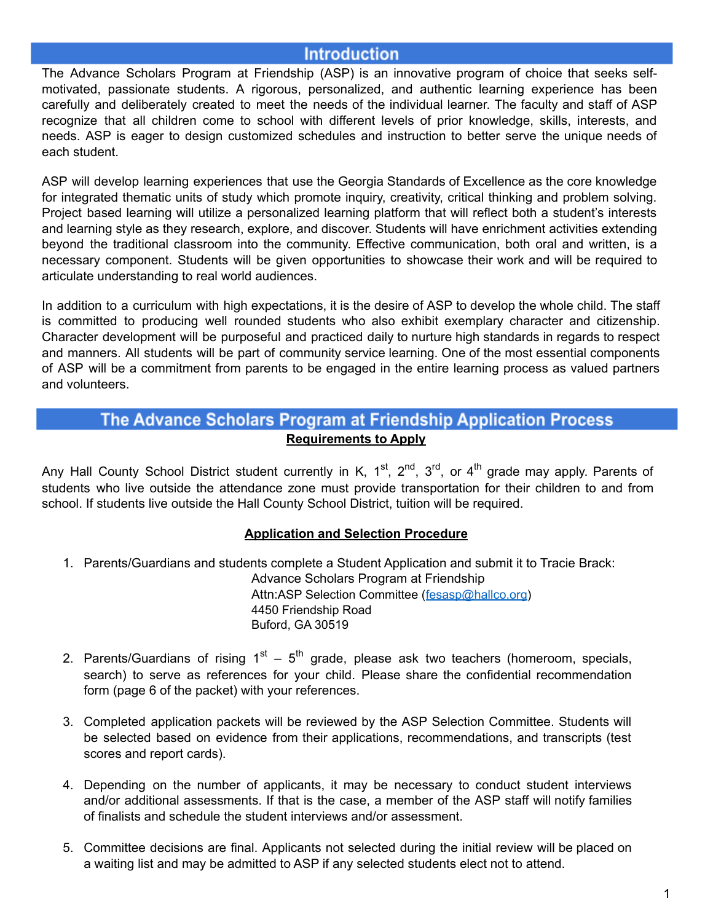## Introduction

The Advance Scholars Program at Friendship (ASP) is an innovative program of choice that seeks self-motivated, passionate students. A rigorous, personalized, and authentic learning experience has been carefully and deliberately created to meet the needs of the individual learner. The faculty and staff of ASP recognize that all children come to school with different levels of prior knowledge, skills, interests, and needs. ASP is eager to design customized schedules and instruction to better serve the unique needs of each student.

ASP will develop learning experiences that use the Georgia Standards of Excellence as the core knowledge for integrated thematic units of study which promote inquiry, creativity, critical thinking and problem solving. Project based learning will utilize a personalized learning platform that will reflect both a student's interests and learning style as they research, explore, and discover. Students will have enrichment activities extending beyond the traditional classroom into the community. Effective communication, both oral and written, is a necessary component. Students will be given opportunities to showcase their work and will be required to articulate understanding to real world audiences.

In addition to a curriculum with high expectations, it is the desire of ASP to develop the whole child. The staff is committed to producing well rounded students who also exhibit exemplary character and citizenship. Character development will be purposeful and practiced daily to nurture high standards in regards to respect and manners. All students will be part of community service learning. One of the most essential components of ASP will be a commitment from parents to be engaged in the entire learning process as valued partners and volunteers.

## The Advance Scholars Program at Friendship Application Process

### Requirements to Apply

Any Hall County School District student currently in K, 1st, 2nd, 3rd, or 4th grade may apply. Parents of students who live outside the attendance zone must provide transportation for their children to and from school. If students live outside the Hall County School District, tuition will be required.

### Application and Selection Procedure

1. Parents/Guardians and students complete a Student Application and submit it to Tracie Brack:
   Advance Scholars Program at Friendship
   Attn:ASP Selection Committee (fesasp@hallco.org)
   4450 Friendship Road
   Buford, GA 30519

2. Parents/Guardians of rising 1st – 5th grade, please ask two teachers (homeroom, specials, search) to serve as references for your child. Please share the confidential recommendation form (page 6 of the packet) with your references.

3. Completed application packets will be reviewed by the ASP Selection Committee. Students will be selected based on evidence from their applications, recommendations, and transcripts (test scores and report cards).

4. Depending on the number of applicants, it may be necessary to conduct student interviews and/or additional assessments. If that is the case, a member of the ASP staff will notify families of finalists and schedule the student interviews and/or assessment.

5. Committee decisions are final. Applicants not selected during the initial review will be placed on a waiting list and may be admitted to ASP if any selected students elect not to attend.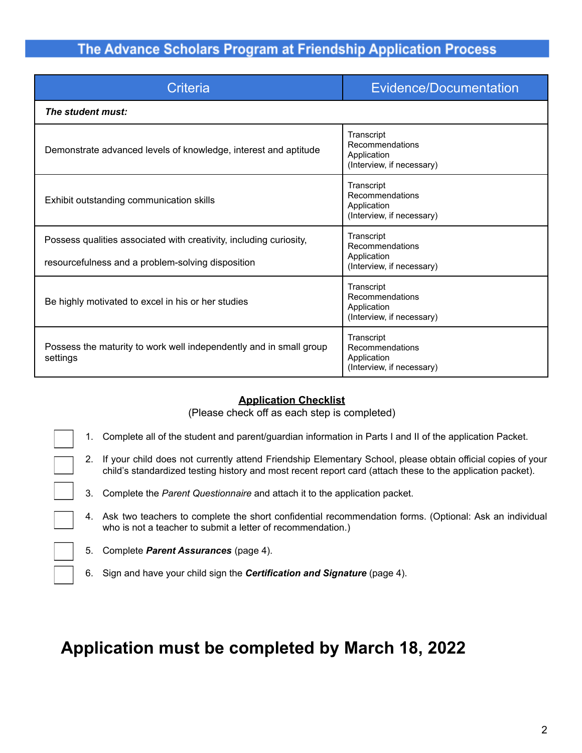## The Advance Scholars Program at Friendship Application Process

| Criteria | Evidence/Documentation |
|---|---|
| ***The student must:*** | |
| Demonstrate advanced levels of knowledge, interest and aptitude | Transcript<br>Recommendations<br>Application<br>(Interview, if necessary) |
| Exhibit outstanding communication skills | Transcript<br>Recommendations<br>Application<br>(Interview, if necessary) |
| Possess qualities associated with creativity, including curiosity, resourcefulness and a problem-solving disposition | Transcript<br>Recommendations<br>Application<br>(Interview, if necessary) |
| Be highly motivated to excel in his or her studies | Transcript<br>Recommendations<br>Application<br>(Interview, if necessary) |
| Possess the maturity to work well independently and in small group settings | Transcript<br>Recommendations<br>Application<br>(Interview, if necessary) |

### Application Checklist

(Please check off as each step is completed)

- [ ] 1. Complete all of the student and parent/guardian information in Parts I and II of the application Packet.
- [ ] 2. If your child does not currently attend Friendship Elementary School, please obtain official copies of your child's standardized testing history and most recent report card (attach these to the application packet).
- [ ] 3. Complete the *Parent Questionnaire* and attach it to the application packet.
- [ ] 4. Ask two teachers to complete the short confidential recommendation forms. (Optional: Ask an individual who is not a teacher to submit a letter of recommendation.)
- [ ] 5. Complete ***Parent Assurances*** (page 4).
- [ ] 6. Sign and have your child sign the ***Certification and Signature*** (page 4).

# Application must be completed by March 18, 2022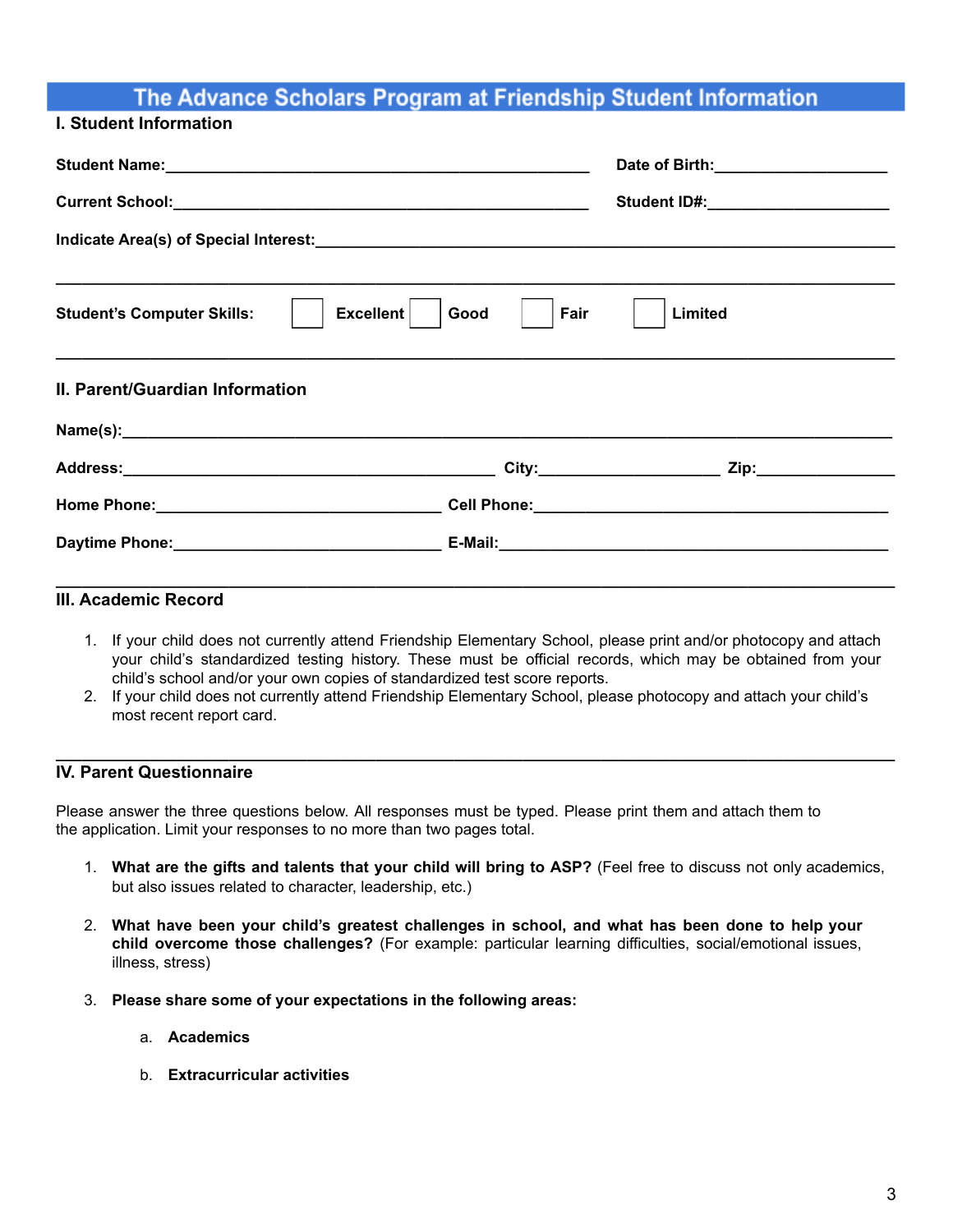# The Advance Scholars Program at Friendship Student Information

## I. Student Information

**Student Name:**_______________________________________________ **Date of Birth:**___________________

**Current School:**_____________________________________________ **Student ID#:**____________________

**Indicate Area(s) of Special Interest:**____________________________________________________________

_______________________________________________________________________________________

**Student's Computer Skills:** ☐ **Excellent** ☐ **Good** ☐ **Fair** ☐ **Limited**

_______________________________________________________________________________________

## II. Parent/Guardian Information

**Name(s):**______________________________________________________________________________

**Address:**___________________________________________ **City:**____________________ **Zip:**_______________

**Home Phone:**________________________________ **Cell Phone:**_______________________________________

**Daytime Phone:**_____________________________ **E-Mail:**___________________________________________

_______________________________________________________________________________________

## III. Academic Record

1. If your child does not currently attend Friendship Elementary School, please print and/or photocopy and attach your child's standardized testing history. These must be official records, which may be obtained from your child's school and/or your own copies of standardized test score reports.
2. If your child does not currently attend Friendship Elementary School, please photocopy and attach your child's most recent report card.

_______________________________________________________________________________________

## IV. Parent Questionnaire

Please answer the three questions below. All responses must be typed. Please print them and attach them to the application. Limit your responses to no more than two pages total.

1. **What are the gifts and talents that your child will bring to ASP?** (Feel free to discuss not only academics, but also issues related to character, leadership, etc.)

2. **What have been your child's greatest challenges in school, and what has been done to help your child overcome those challenges?** (For example: particular learning difficulties, social/emotional issues, illness, stress)

3. **Please share some of your expectations in the following areas:**

   a. **Academics**

   b. **Extracurricular activities**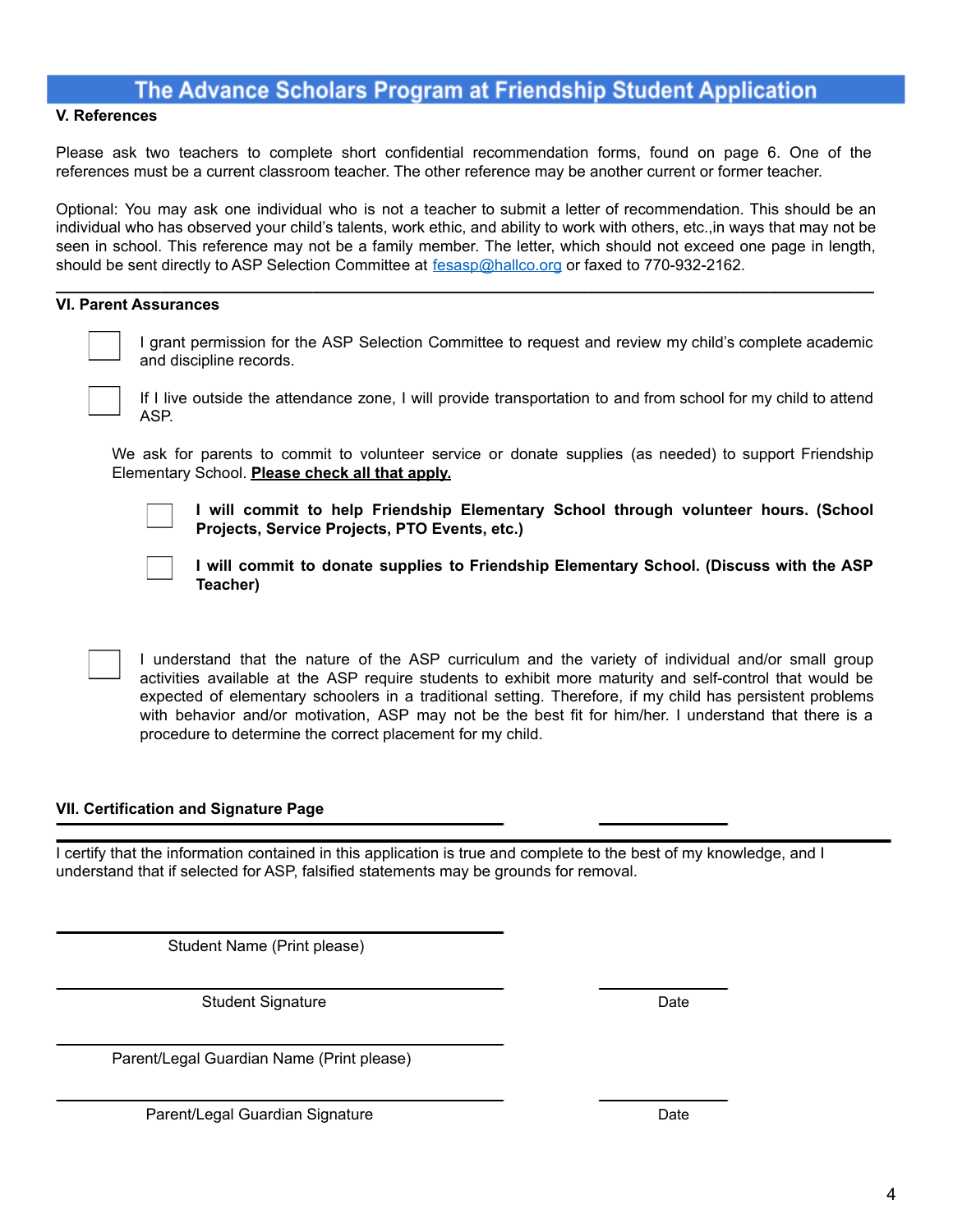# The Advance Scholars Program at Friendship Student Application

## V. References

Please ask two teachers to complete short confidential recommendation forms, found on page 6. One of the references must be a current classroom teacher. The other reference may be another current or former teacher.

Optional: You may ask one individual who is not a teacher to submit a letter of recommendation. This should be an individual who has observed your child's talents, work ethic, and ability to work with others, etc.,in ways that may not be seen in school. This reference may not be a family member. The letter, which should not exceed one page in length, should be sent directly to ASP Selection Committee at fesasp@hallco.org or faxed to 770-932-2162.

---

## VI. Parent Assurances

- ☐ I grant permission for the ASP Selection Committee to request and review my child's complete academic and discipline records.
- ☐ If I live outside the attendance zone, I will provide transportation to and from school for my child to attend ASP.

We ask for parents to commit to volunteer service or donate supplies (as needed) to support Friendship Elementary School. **Please check all that apply.**

- ☐ **I will commit to help Friendship Elementary School through volunteer hours. (School Projects, Service Projects, PTO Events, etc.)**
- ☐ **I will commit to donate supplies to Friendship Elementary School. (Discuss with the ASP Teacher)**

- ☐ I understand that the nature of the ASP curriculum and the variety of individual and/or small group activities available at the ASP require students to exhibit more maturity and self-control that would be expected of elementary schoolers in a traditional setting. Therefore, if my child has persistent problems with behavior and/or motivation, ASP may not be the best fit for him/her. I understand that there is a procedure to determine the correct placement for my child.

## VII. Certification and Signature Page

I certify that the information contained in this application is true and complete to the best of my knowledge, and I understand that if selected for ASP, falsified statements may be grounds for removal.

______________________________
Student Name (Print please)

______________________________ ______________
Student Signature Date

______________________________
Parent/Legal Guardian Name (Print please)

______________________________ ______________
Parent/Legal Guardian Signature Date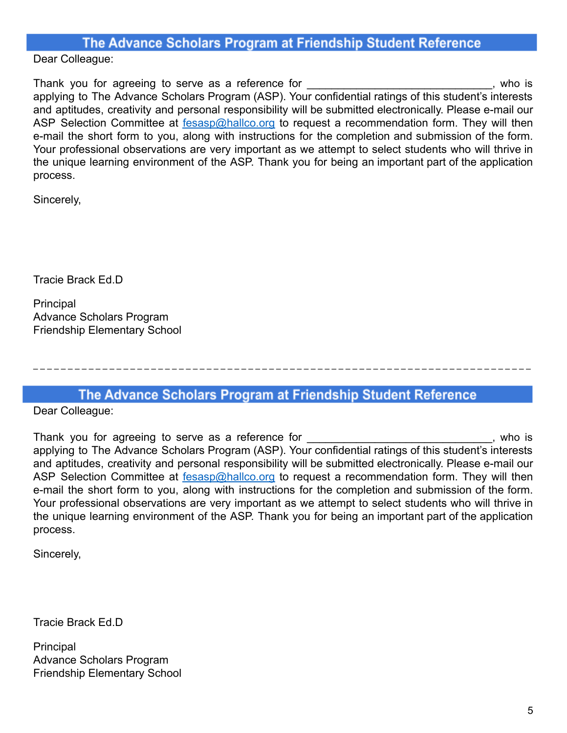## The Advance Scholars Program at Friendship Student Reference

Dear Colleague:

Thank you for agreeing to serve as a reference for ______________________________, who is applying to The Advance Scholars Program (ASP). Your confidential ratings of this student's interests and aptitudes, creativity and personal responsibility will be submitted electronically. Please e-mail our ASP Selection Committee at [fesasp@hallco.org](mailto:fesasp@hallco.org) to request a recommendation form. They will then e-mail the short form to you, along with instructions for the completion and submission of the form. Your professional observations are very important as we attempt to select students who will thrive in the unique learning environment of the ASP. Thank you for being an important part of the application process.

Sincerely,

Tracie Brack Ed.D

Principal
Advance Scholars Program
Friendship Elementary School

---

## The Advance Scholars Program at Friendship Student Reference

Dear Colleague:

Thank you for agreeing to serve as a reference for ______________________________, who is applying to The Advance Scholars Program (ASP). Your confidential ratings of this student's interests and aptitudes, creativity and personal responsibility will be submitted electronically. Please e-mail our ASP Selection Committee at [fesasp@hallco.org](mailto:fesasp@hallco.org) to request a recommendation form. They will then e-mail the short form to you, along with instructions for the completion and submission of the form. Your professional observations are very important as we attempt to select students who will thrive in the unique learning environment of the ASP. Thank you for being an important part of the application process.

Sincerely,

Tracie Brack Ed.D

Principal
Advance Scholars Program
Friendship Elementary School